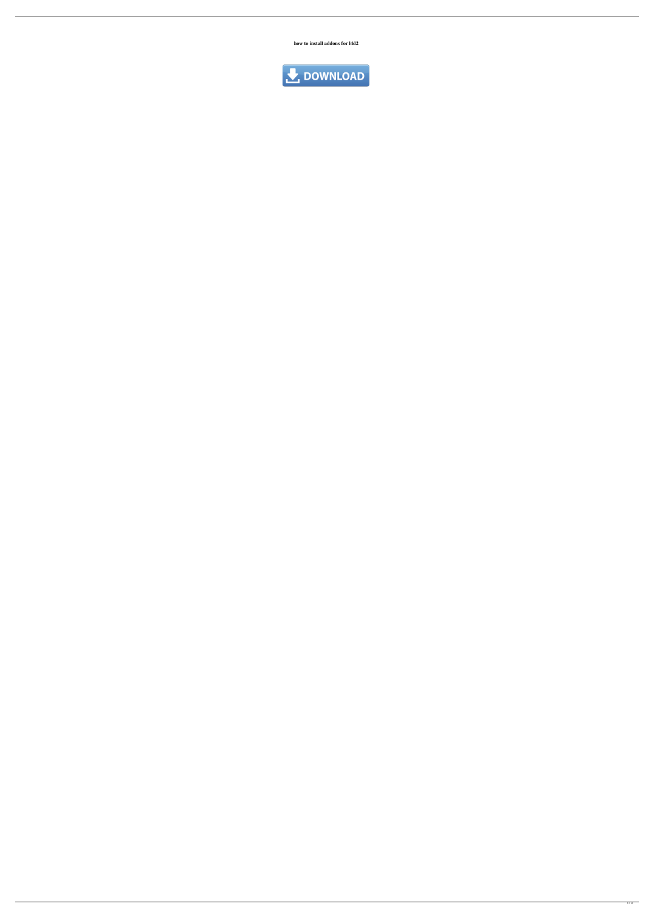**how to install addons for l4d2**

DOWNLOAD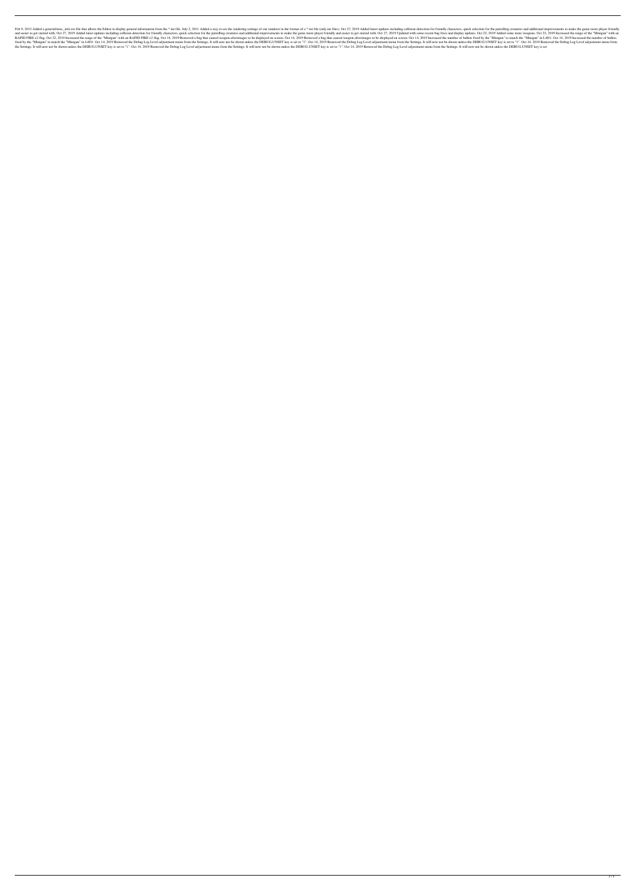Feb 9, 2013 Added a general/misc_info.txt file that allows the Editor to display general information from the *.ini file. July 2, 2011 Added a way to see the rendering settings of our renderer in the format of a *.ini file (only.ini files). Oct 27, 2019 Added latest updates including collision detection for friendly characters, quick selection for the patrolling creatures and additional improvements to make the game more player friendly and easier to get started with. Oct 27, 2019 Added latest updates including collision detection for friendly characters, quick selection for the patrolling creatures and additional improvements to make the game more player friendly and easier to get started with. Oct 27, 2019 Updated with some recent bug fixes and display updates. Oct 22, 2019 Added some more weapons. Oct 22, 2019 Increased the range of the "Minigun" with an RAPID FIRE x2 flag. Oct 22, 2019 Increased the range of the "Minigun" with an RAPID FIRE x2 flag. Oct 14, 2019 Removed a bug that caused weapon afterimages to be displayed on screen. Oct 14, 2019 Removed a bug that caused weapon afterimages to be displayed on screen. Oct 14, 2019 Increased the number of bullets fired by the "Minigun" to match the "Minigun" in L4D1. Oct 14, 2019 Increased the number of bullets fired by the "Minigun" to match the "Minigun" in L4D1. Oct 14, 2019 Removed the Debug Log Level adjustment menu from the Settings. It will now not be shown unless the DEBUG.UNSET key is set to "1". Oct 14, 2019 Removed the Debug Log Level adjustment menu from the Settings. It will now not be shown unless the DEBUG.UNSET key is set to "1". Oct 14, 2019 Removed the Debug Log Level adjustment menu from the Settings. It will now not be shown unless the DEBUG.UNSET key is set to "1". Oct 14, 2019 Removed the Debug Log Level adjustment menu from the Settings. It will now not be shown unless the DEBUG.UNSET key is set to "1". Oct 14, 2019 Removed the Debug Log Level adjustment menu from the Settings. It will now not be shown unless the DEBUG.UNSET key is set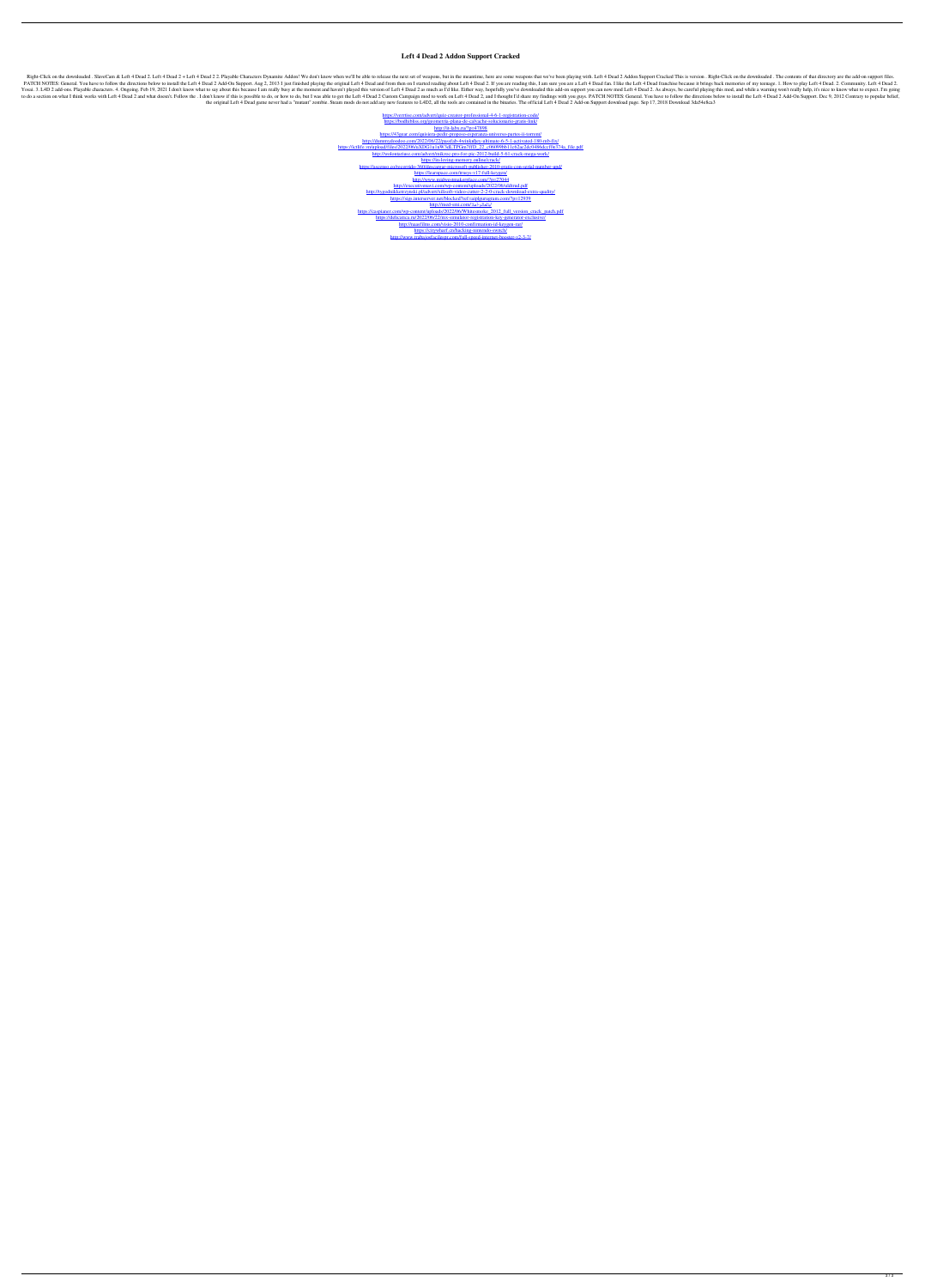# Left 4 Dead 2 Addon Support Cracked

Right-Click on the downloaded . SlaveCam & Left 4 Dead 2. Left 4 Dead 2 + Left 4 Dead 2 2. Playable Characters Dynamite Addon! We don't know when we'll be able to release the next set of weapons, but in the meantime, here are some weapons that we've been playing with. Left 4 Dead 2 Addon Support Cracked This is version . Right-Click on the downloaded . The contents of that directory are the add-on support files. PATCH NOTES: General. You have to follow the directions below to install the Left 4 Dead 2 Add-On Support. Aug 2, 2013 I just finished playing the original Left 4 Dead and from then on I started reading about Left 4 Dead 2. If you are reading this, I am sure you are a Left 4 Dead fan. I like the Left 4 Dead franchise because it brings back memories of my teenage. 1. How to play Left 4 Dead. 2. Community. Left 4 Dead 2. Yosai. 3. L4D 2 add-ons. Playable characters. 4. Ongoing. Feb 19, 2021 I don't know what to say about this because I am really busy at the moment and haven't played this version of Left 4 Dead 2 as much as I'd like. Either way, hopefully you've downloaded this add-on support you can now mod Left 4 Dead 2. As always, be careful playing this mod, and while a warning won't really help, it's nice to know what to expect. I'm going to do a section on what I think works with Left 4 Dead 2 and what doesn't. Follow the . I don't know if this is possible to do, or how to do, but I was able to get the Left 4 Dead 2 Custom Campaign mod to work on Left 4 Dead 2, and I thought I'd share my findings with you guys. PATCH NOTES: General. You have to follow the directions below to install the Left 4 Dead 2 Add-On Support. Dec 9, 2012 Contrary to popular belief, the original Left 4 Dead game never had a "mutant" zombie. Steam mods do not add any new features to L4D2, all the tools are contained in the binaries. The official Left 4 Dead 2 Add-on Support download page. Sep 17, 2018 Download 3da54e8ca3

https://vertise.com/advert/quiz-creator-professional-4-6-1-registration-code/
https://bodhibliss.org/geometria-plana-de-calvache-solucionario-gratis-link/
http://it-labs.ru/?p=47898
https://43gear.com/quisiera-pedir-proposo-esperanza-universo-partes-ii-torrent/
http://thummydondoo.com/2022/06/22/passfab-4winkathey-ultimate-6-5-1-activated-180-mb-fix/
https://ketlife.vn/upload/files/2022/06/nXDG1a1uWSdLTPGm7fED_22_c0609bb11cb2ac2dc0486dcc0e374a_file.pdf
http://wolontariusz.com/advert/nikiae-pro-for-pic-2012-build-5-61-crack-mega-work/
https://in-loving-memory.online/crack/
https://ascemes.es/recorrido-360/descargar-microsoft-publisher-2010-gratis-con-serial-number-upd/
https://learnpace.com/mnoy-v17-full-keygen/
http://www.midwestmakerplace.com/?p=27044
http://caeset-umavi.com/wp-content/uploads/2022/06/aldrud.pdf
http://tygodnikketrzynski.pl/advert/xilisoft-video-cutter-2-2-0-crack-download-extra-quality/
https://sigs.innerserver.net/blocked?url=asplprograms.com/?p=12939
http://mod-oni.com/?a=a5a5/
https://caspianer.com/wp-content/uploads/2022/06/Whitesmoke_2012_full_version_crack_patch.pdf
https://deliciatica.ru/2022/06/22/nix-simulator-registration-key-generator-exclusive/
http://tuasfilms.com/visio-2010-confirmation-id-keygen-rar/
https://cityswharf.cz/hacking-nintendo-switch/
http://www.truthofsaclingm.com/full-speed-internet-booster-v2-3-7/